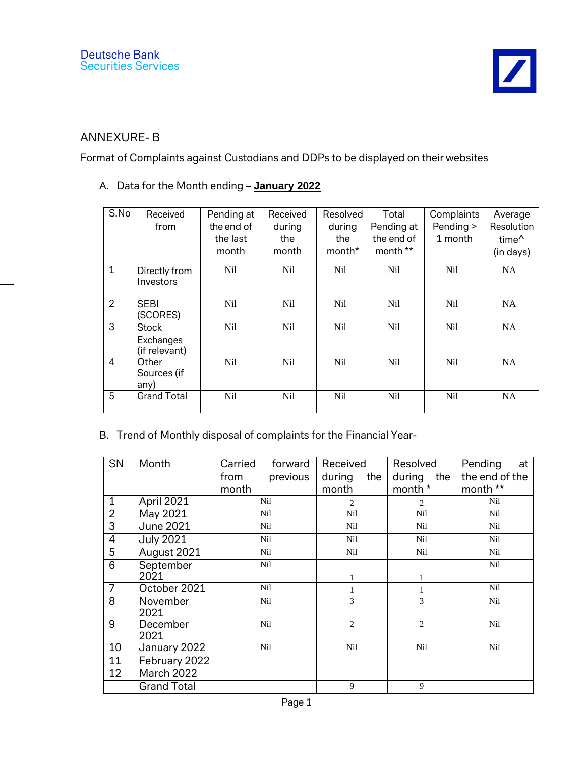Deutsche Bank
Securities Services

## ANNEXURE- B

Format of Complaints against Custodians and DDPs to be displayed on their websites

A. Data for the Month ending – **January 2022**

| S.No | Received from | Pending at the end of the last month | Received during the month | Resolved during the month* | Total Pending at the end of month ** | Complaints Pending > 1 month | Average Resolution time^ (in days) |
|---|---|---|---|---|---|---|---|
| 1 | Directly from Investors | Nil | Nil | Nil | Nil | Nil | NA |
| 2 | SEBI (SCORES) | Nil | Nil | Nil | Nil | Nil | NA |
| 3 | Stock Exchanges (if relevant) | Nil | Nil | Nil | Nil | Nil | NA |
| 4 | Other Sources (if any) | Nil | Nil | Nil | Nil | Nil | NA |
| 5 | Grand Total | Nil | Nil | Nil | Nil | Nil | NA |

B. Trend of Monthly disposal of complaints for the Financial Year-

| SN | Month | Carried forward from previous month | Received during the month | Resolved during the month * | Pending at the end of the month ** |
|---|---|---|---|---|---|
| 1 | April 2021 | Nil | 2 | 2 | Nil |
| 2 | May 2021 | Nil | Nil | Nil | Nil |
| 3 | June 2021 | Nil | Nil | Nil | Nil |
| 4 | July 2021 | Nil | Nil | Nil | Nil |
| 5 | August 2021 | Nil | Nil | Nil | Nil |
| 6 | September 2021 | Nil | 1 | 1 | Nil |
| 7 | October 2021 | Nil | 1 | 1 | Nil |
| 8 | November 2021 | Nil | 3 | 3 | Nil |
| 9 | December 2021 | Nil | 2 | 2 | Nil |
| 10 | January 2022 | Nil | Nil | Nil | Nil |
| 11 | February 2022 | | | | |
| 12 | March 2022 | | | | |
| | Grand Total | | 9 | 9 | |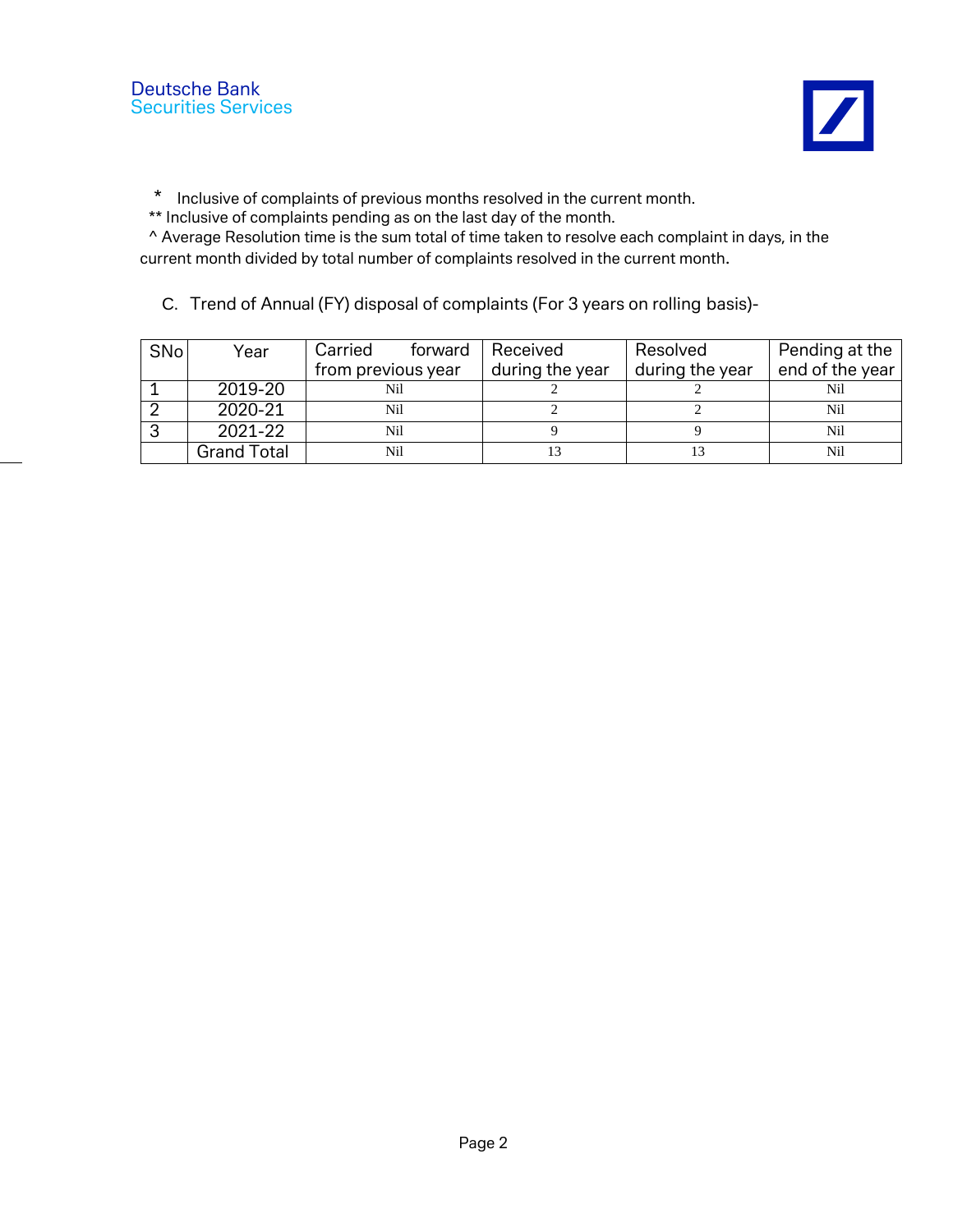\* Inclusive of complaints of previous months resolved in the current month.

\*\* Inclusive of complaints pending as on the last day of the month.

^ Average Resolution time is the sum total of time taken to resolve each complaint in days, in the current month divided by total number of complaints resolved in the current month.

C. Trend of Annual (FY) disposal of complaints (For 3 years on rolling basis)-

| SNo | Year | Carried forward from previous year | Received during the year | Resolved during the year | Pending at the end of the year |
|---|---|---|---|---|---|
| 1 | 2019-20 | Nil | 2 | 2 | Nil |
| 2 | 2020-21 | Nil | 2 | 2 | Nil |
| 3 | 2021-22 | Nil | 9 | 9 | Nil |
| | Grand Total | Nil | 13 | 13 | Nil |